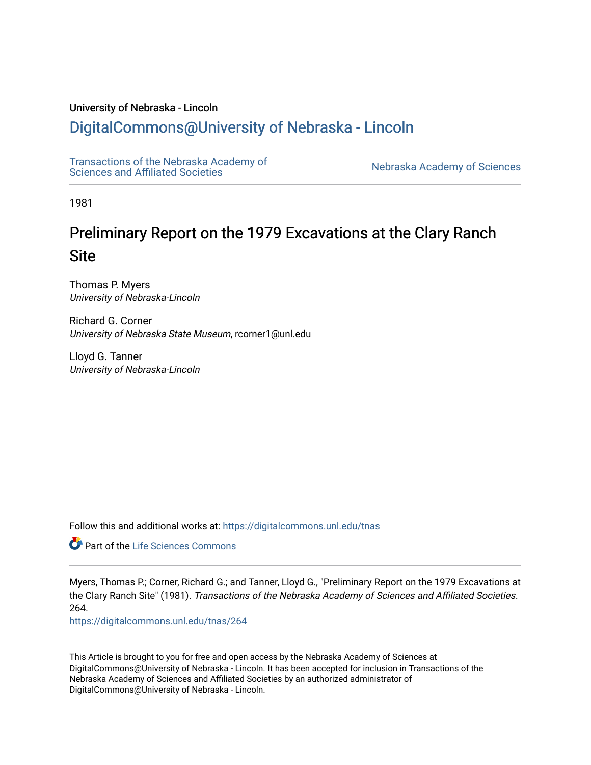University of Nebraska - Lincoln

## DigitalCommons@University of Nebraska - Lincoln

Transactions of the Nebraska Academy of Sciences and Affiliated Societies

Nebraska Academy of Sciences

1981

# Preliminary Report on the 1979 Excavations at the Clary Ranch Site

Thomas P. Myers
*University of Nebraska-Lincoln*

Richard G. Corner
*University of Nebraska State Museum*, rcorner1@unl.edu

Lloyd G. Tanner
*University of Nebraska-Lincoln*

Follow this and additional works at: https://digitalcommons.unl.edu/tnas

Part of the Life Sciences Commons

Myers, Thomas P.; Corner, Richard G.; and Tanner, Lloyd G., "Preliminary Report on the 1979 Excavations at the Clary Ranch Site" (1981). *Transactions of the Nebraska Academy of Sciences and Affiliated Societies*. 264.
https://digitalcommons.unl.edu/tnas/264

This Article is brought to you for free and open access by the Nebraska Academy of Sciences at DigitalCommons@University of Nebraska - Lincoln. It has been accepted for inclusion in Transactions of the Nebraska Academy of Sciences and Affiliated Societies by an authorized administrator of DigitalCommons@University of Nebraska - Lincoln.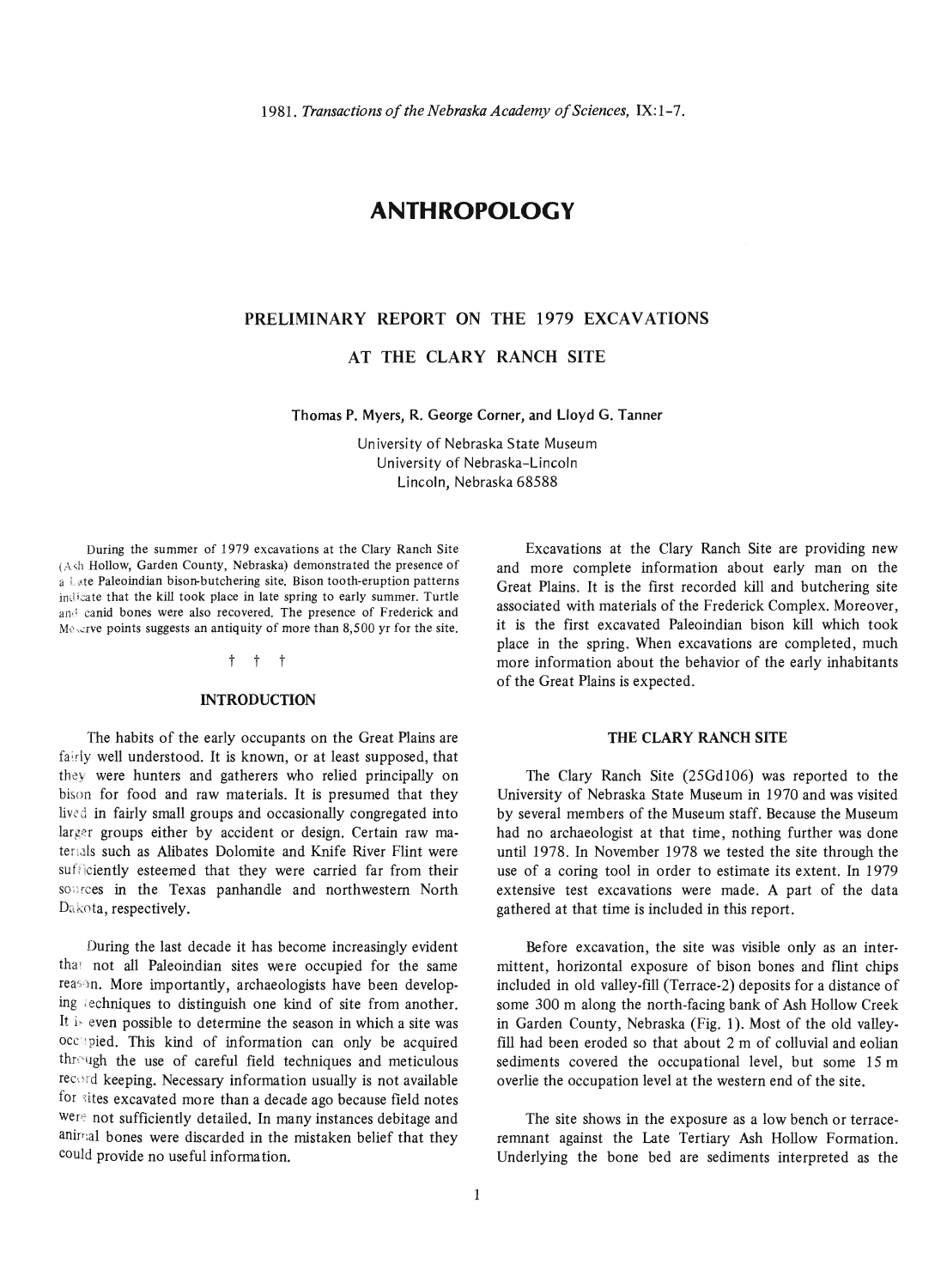# ANTHROPOLOGY

## PRELIMINARY REPORT ON THE 1979 EXCAVATIONS AT THE CLARY RANCH SITE

**Thomas P. Myers, R. George Corner, and Lloyd G. Tanner**

University of Nebraska State Museum
University of Nebraska-Lincoln
Lincoln, Nebraska 68588

During the summer of 1979 excavations at the Clary Ranch Site (Ash Hollow, Garden County, Nebraska) demonstrated the presence of a Late Paleoindian bison-butchering site. Bison tooth-eruption patterns indicate that the kill took place in late spring to early summer. Turtle and canid bones were also recovered. The presence of Frederick and Meserve points suggests an antiquity of more than 8,500 yr for the site.

† † †

### INTRODUCTION

The habits of the early occupants on the Great Plains are fairly well understood. It is known, or at least supposed, that they were hunters and gatherers who relied principally on bison for food and raw materials. It is presumed that they lived in fairly small groups and occasionally congregated into larger groups either by accident or design. Certain raw materials such as Alibates Dolomite and Knife River Flint were sufficiently esteemed that they were carried far from their sources in the Texas panhandle and northwestern North Dakota, respectively.

During the last decade it has become increasingly evident that not all Paleoindian sites were occupied for the same reason. More importantly, archaeologists have been developing techniques to distinguish one kind of site from another. It is even possible to determine the season in which a site was occupied. This kind of information can only be acquired through the use of careful field techniques and meticulous record keeping. Necessary information usually is not available for sites excavated more than a decade ago because field notes were not sufficiently detailed. In many instances debitage and animal bones were discarded in the mistaken belief that they could provide no useful information.

Excavations at the Clary Ranch Site are providing new and more complete information about early man on the Great Plains. It is the first recorded kill and butchering site associated with materials of the Frederick Complex. Moreover, it is the first excavated Paleoindian bison kill which took place in the spring. When excavations are completed, much more information about the behavior of the early inhabitants of the Great Plains is expected.

### THE CLARY RANCH SITE

The Clary Ranch Site (25Gd106) was reported to the University of Nebraska State Museum in 1970 and was visited by several members of the Museum staff. Because the Museum had no archaeologist at that time, nothing further was done until 1978. In November 1978 we tested the site through the use of a coring tool in order to estimate its extent. In 1979 extensive test excavations were made. A part of the data gathered at that time is included in this report.

Before excavation, the site was visible only as an intermittent, horizontal exposure of bison bones and flint chips included in old valley-fill (Terrace-2) deposits for a distance of some 300 m along the north-facing bank of Ash Hollow Creek in Garden County, Nebraska (Fig. 1). Most of the old valley-fill had been eroded so that about 2 m of colluvial and eolian sediments covered the occupational level, but some 15 m overlie the occupation level at the western end of the site.

The site shows in the exposure as a low bench or terrace-remnant against the Late Tertiary Ash Hollow Formation. Underlying the bone bed are sediments interpreted as the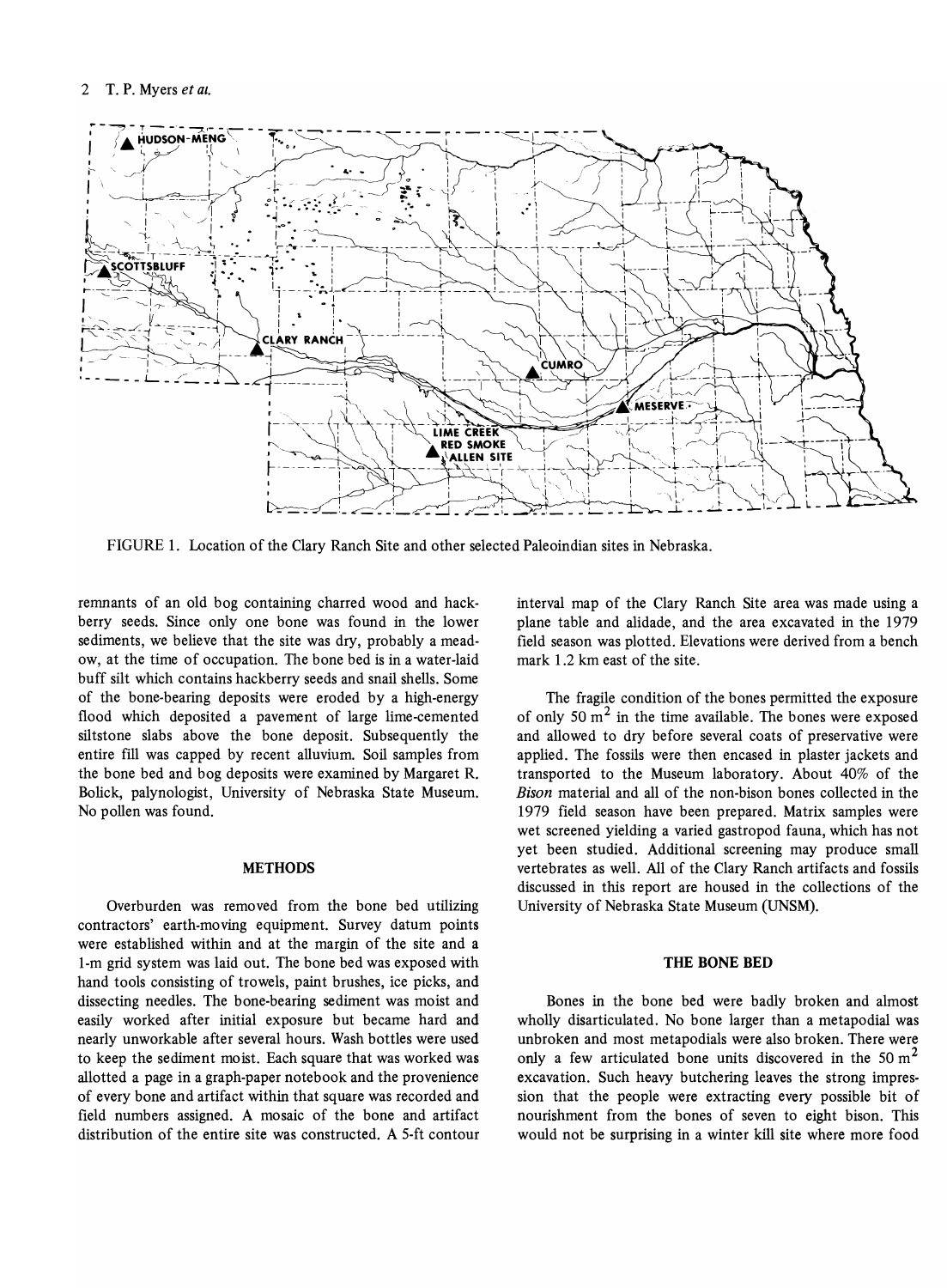FIGURE 1. Location of the Clary Ranch Site and other selected Paleoindian sites in Nebraska.

remnants of an old bog containing charred wood and hackberry seeds. Since only one bone was found in the lower sediments, we believe that the site was dry, probably a meadow, at the time of occupation. The bone bed is in a water-laid buff silt which contains hackberry seeds and snail shells. Some of the bone-bearing deposits were eroded by a high-energy flood which deposited a pavement of large lime-cemented siltstone slabs above the bone deposit. Subsequently the entire fill was capped by recent alluvium. Soil samples from the bone bed and bog deposits were examined by Margaret R. Bolick, palynologist, University of Nebraska State Museum. No pollen was found.

## METHODS

Overburden was removed from the bone bed utilizing contractors' earth-moving equipment. Survey datum points were established within and at the margin of the site and a 1-m grid system was laid out. The bone bed was exposed with hand tools consisting of trowels, paint brushes, ice picks, and dissecting needles. The bone-bearing sediment was moist and easily worked after initial exposure but became hard and nearly unworkable after several hours. Wash bottles were used to keep the sediment moist. Each square that was worked was allotted a page in a graph-paper notebook and the provenience of every bone and artifact within that square was recorded and field numbers assigned. A mosaic of the bone and artifact distribution of the entire site was constructed. A 5-ft contour interval map of the Clary Ranch Site area was made using a plane table and alidade, and the area excavated in the 1979 field season was plotted. Elevations were derived from a bench mark 1.2 km east of the site.

The fragile condition of the bones permitted the exposure of only 50 $m^2$ in the time available. The bones were exposed and allowed to dry before several coats of preservative were applied. The fossils were then encased in plaster jackets and transported to the Museum laboratory. About 40% of the *Bison* material and all of the non-bison bones collected in the 1979 field season have been prepared. Matrix samples were wet screened yielding a varied gastropod fauna, which has not yet been studied. Additional screening may produce small vertebrates as well. All of the Clary Ranch artifacts and fossils discussed in this report are housed in the collections of the University of Nebraska State Museum (UNSM).

## THE BONE BED

Bones in the bone bed were badly broken and almost wholly disarticulated. No bone larger than a metapodial was unbroken and most metapodials were also broken. There were only a few articulated bone units discovered in the 50 $m^2$ excavation. Such heavy butchering leaves the strong impression that the people were extracting every possible bit of nourishment from the bones of seven to eight bison. This would not be surprising in a winter kill site where more food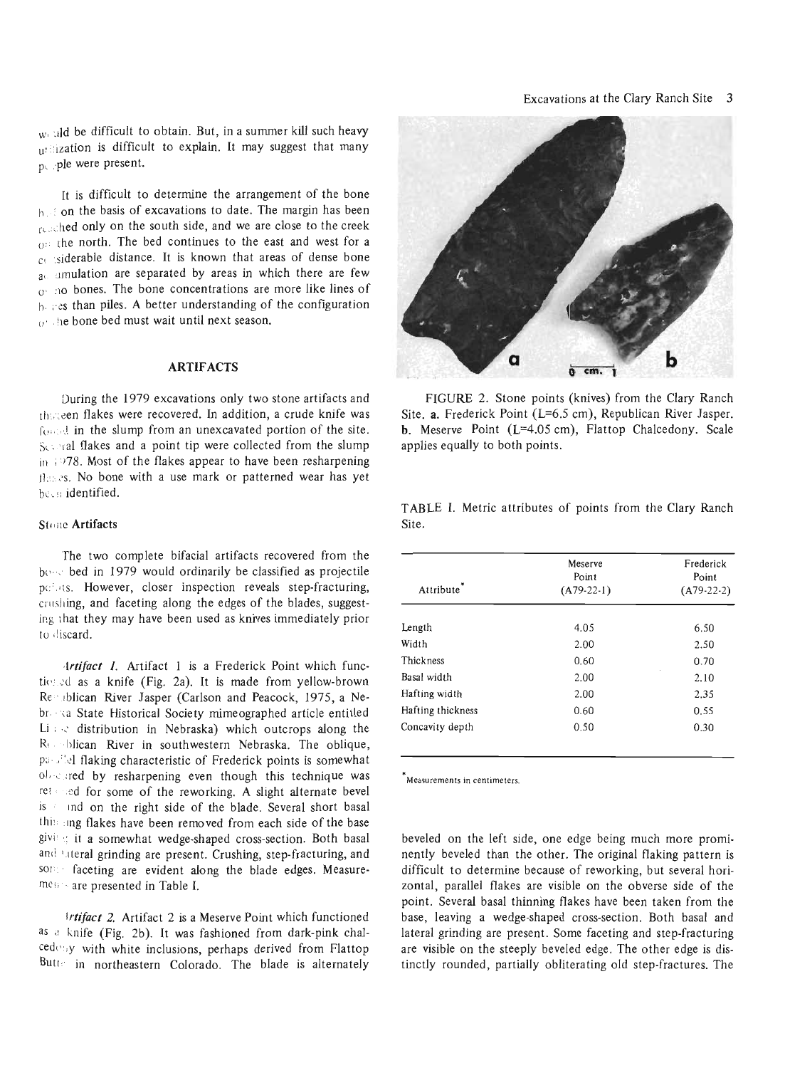would be difficult to obtain. But, in a summer kill such heavy utilization is difficult to explain. It may suggest that many people were present.

It is difficult to determine the arrangement of the bone bed on the basis of excavations to date. The margin has been reached only on the south side, and we are close to the creek on the north. The bed continues to the east and west for a considerable distance. It is known that areas of dense bone accumulation are separated by areas in which there are few or no bones. The bone concentrations are more like lines of bones than piles. A better understanding of the configuration of the bone bed must wait until next season.

## ARTIFACTS

During the 1979 excavations only two stone artifacts and thirteen flakes were recovered. In addition, a crude knife was found in the slump from an unexcavated portion of the site. Several flakes and a point tip were collected from the slump in 1978. Most of the flakes appear to have been resharpening flakes. No bone with a use mark or patterned wear has yet been identified.

### Stone Artifacts

The two complete bifacial artifacts recovered from the bone bed in 1979 would ordinarily be classified as projectile points. However, closer inspection reveals step-fracturing, crushing, and faceting along the edges of the blades, suggesting that they may have been used as knives immediately prior to discard.

*Artifact 1.* Artifact 1 is a Frederick Point which functioned as a knife (Fig. 2a). It is made from yellow-brown Republican River Jasper (Carlson and Peacock, 1975, a Nebraska State Historical Society mimeographed article entitled Lithic distribution in Nebraska) which outcrops along the Republican River in southwestern Nebraska. The oblique, parallel flaking characteristic of Frederick points is somewhat obscured by resharpening even though this technique was retained for some of the reworking. A slight alternate bevel is found on the right side of the blade. Several short basal thinning flakes have been removed from each side of the base giving it a somewhat wedge-shaped cross-section. Both basal and lateral grinding are present. Crushing, step-fracturing, and some faceting are evident along the blade edges. Measurements are presented in Table I.

*Artifact 2.* Artifact 2 is a Meserve Point which functioned as a knife (Fig. 2b). It was fashioned from dark-pink chalcedony with white inclusions, perhaps derived from Flattop Butte in northeastern Colorado. The blade is alternately beveled on the left side, one edge being much more prominently beveled than the other. The original flaking pattern is difficult to determine because of reworking, but several horizontal, parallel flakes are visible on the obverse side of the point. Several basal thinning flakes have been taken from the base, leaving a wedge-shaped cross-section. Both basal and lateral grinding are present. Some faceting and step-fracturing are visible on the steeply beveled edge. The other edge is distinctly rounded, partially obliterating old step-fractures. The

FIGURE 2. Stone points (knives) from the Clary Ranch Site. **a.** Frederick Point (L=6.5 cm), Republican River Jasper. **b.** Meserve Point (L=4.05 cm), Flattop Chalcedony. Scale applies equally to both points.

TABLE I. Metric attributes of points from the Clary Ranch Site.

| Attribute* | Meserve Point (A79-22-1) | Frederick Point (A79-22-2) |
|---|---|---|
| Length | 4.05 | 6.50 |
| Width | 2.00 | 2.50 |
| Thickness | 0.60 | 0.70 |
| Basal width | 2.00 | 2.10 |
| Hafting width | 2.00 | 2.35 |
| Hafting thickness | 0.60 | 0.55 |
| Concavity depth | 0.50 | 0.30 |

*Measurements in centimeters.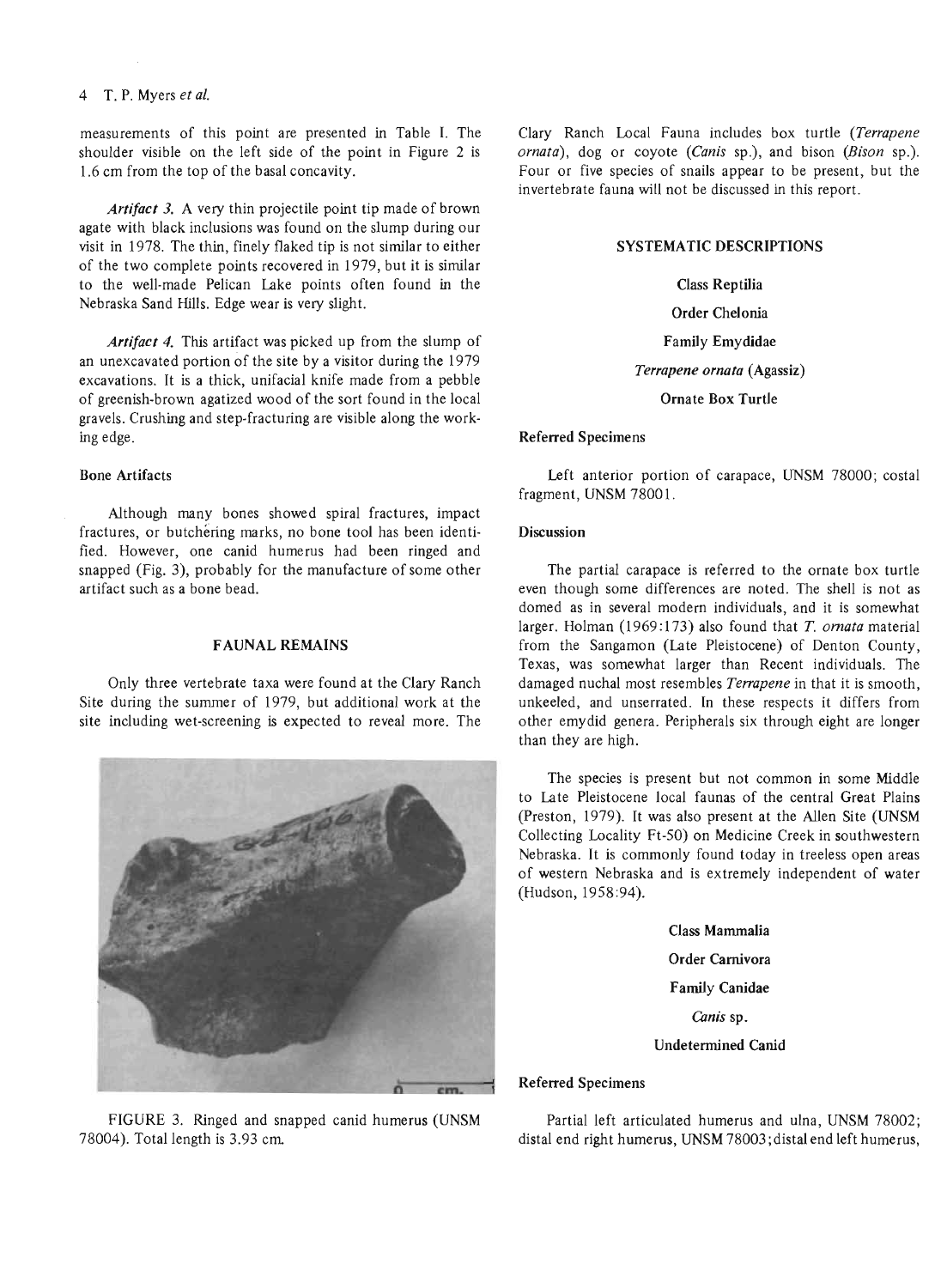measurements of this point are presented in Table I. The shoulder visible on the left side of the point in Figure 2 is 1.6 cm from the top of the basal concavity.

*Artifact 3.* A very thin projectile point tip made of brown agate with black inclusions was found on the slump during our visit in 1978. The thin, finely flaked tip is not similar to either of the two complete points recovered in 1979, but it is similar to the well-made Pelican Lake points often found in the Nebraska Sand Hills. Edge wear is very slight.

*Artifact 4.* This artifact was picked up from the slump of an unexcavated portion of the site by a visitor during the 1979 excavations. It is a thick, unifacial knife made from a pebble of greenish-brown agatized wood of the sort found in the local gravels. Crushing and step-fracturing are visible along the working edge.

### Bone Artifacts

Although many bones showed spiral fractures, impact fractures, or butchering marks, no bone tool has been identified. However, one canid humerus had been ringed and snapped (Fig. 3), probably for the manufacture of some other artifact such as a bone bead.

## FAUNAL REMAINS

Only three vertebrate taxa were found at the Clary Ranch Site during the summer of 1979, but additional work at the site including wet-screening is expected to reveal more. The Clary Ranch Local Fauna includes box turtle (*Terrapene ornata*), dog or coyote (*Canis* sp.), and bison (*Bison* sp.). Four or five species of snails appear to be present, but the invertebrate fauna will not be discussed in this report.

FIGURE 3. Ringed and snapped canid humerus (UNSM 78004). Total length is 3.93 cm.

## SYSTEMATIC DESCRIPTIONS

**Class Reptilia**

**Order Chelonia**

**Family Emydidae**

***Terrapene ornata* (Agassiz)**

**Ornate Box Turtle**

### Referred Specimens

Left anterior portion of carapace, UNSM 78000; costal fragment, UNSM 78001.

### Discussion

The partial carapace is referred to the ornate box turtle even though some differences are noted. The shell is not as domed as in several modern individuals, and it is somewhat larger. Holman (1969:173) also found that *T. ornata* material from the Sangamon (Late Pleistocene) of Denton County, Texas, was somewhat larger than Recent individuals. The damaged nuchal most resembles *Terrapene* in that it is smooth, unkeeled, and unserrated. In these respects it differs from other emydid genera. Peripherals six through eight are longer than they are high.

The species is present but not common in some Middle to Late Pleistocene local faunas of the central Great Plains (Preston, 1979). It was also present at the Allen Site (UNSM Collecting Locality Ft-50) on Medicine Creek in southwestern Nebraska. It is commonly found today in treeless open areas of western Nebraska and is extremely independent of water (Hudson, 1958:94).

**Class Mammalia**

**Order Carnivora**

**Family Canidae**

***Canis* sp.**

**Undetermined Canid**

### Referred Specimens

Partial left articulated humerus and ulna, UNSM 78002; distal end right humerus, UNSM 78003; distal end left humerus,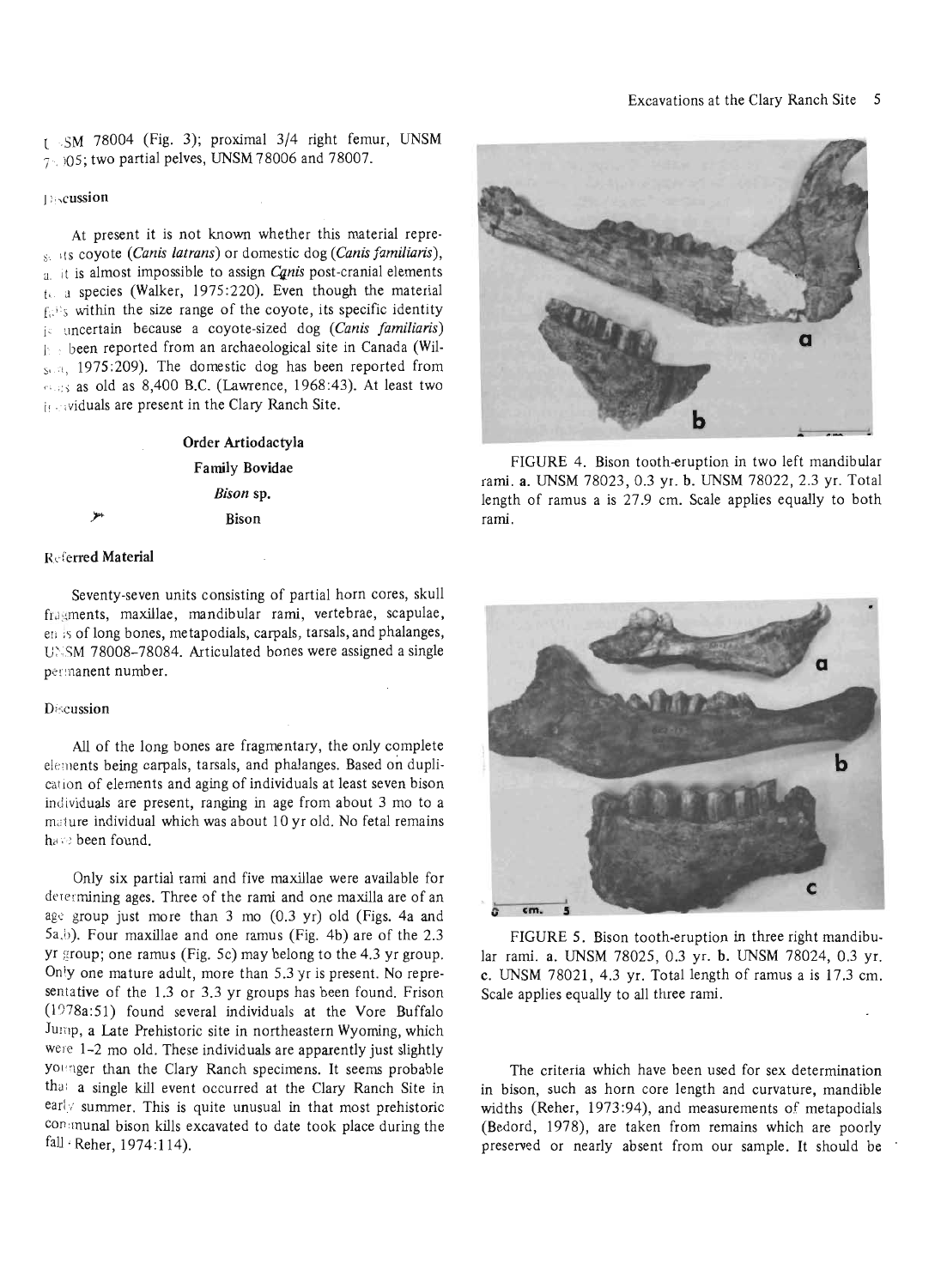UNSM 78004 (Fig. 3); proximal 3/4 right femur, UNSM 78005; two partial pelves, UNSM 78006 and 78007.

### Discussion

At present it is not known whether this material represents coyote (*Canis latrans*) or domestic dog (*Canis familiaris*), and it is almost impossible to assign *Canis* post-cranial elements to a species (Walker, 1975:220). Even though the material falls within the size range of the coyote, its specific identity is uncertain because a coyote-sized dog (*Canis familiaris*) has been reported from an archaeological site in Canada (Wilson, 1975:209). The domestic dog has been reported from sites as old as 8,400 B.C. (Lawrence, 1968:43). At least two individuals are present in the Clary Ranch Site.

**Order Artiodactyla**

**Family Bovidae**

***Bison* sp.**

**Bison**

### Referred Material

Seventy-seven units consisting of partial horn cores, skull fragments, maxillae, mandibular rami, vertebrae, scapulae, ends of long bones, metapodials, carpals, tarsals, and phalanges, UNSM 78008–78084. Articulated bones were assigned a single permanent number.

### Discussion

All of the long bones are fragmentary, the only complete elements being carpals, tarsals, and phalanges. Based on duplication of elements and aging of individuals at least seven bison individuals are present, ranging in age from about 3 mo to a mature individual which was about 10 yr old. No fetal remains have been found.

Only six partial rami and five maxillae were available for determining ages. Three of the rami and one maxilla are of an age group just more than 3 mo (0.3 yr) old (Figs. 4a and 5a,b). Four maxillae and one ramus (Fig. 4b) are of the 2.3 yr group; one ramus (Fig. 5c) may belong to the 4.3 yr group. Only one mature adult, more than 5.3 yr is present. No representative of the 1.3 or 3.3 yr groups has been found. Frison (1978a:51) found several individuals at the Vore Buffalo Jump, a Late Prehistoric site in northeastern Wyoming, which were 1–2 mo old. These individuals are apparently just slightly younger than the Clary Ranch specimens. It seems probable that a single kill event occurred at the Clary Ranch Site in early summer. This is quite unusual in that most prehistoric communal bison kills excavated to date took place during the fall (Reher, 1974:114).

FIGURE 4. Bison tooth-eruption in two left mandibular rami. **a.** UNSM 78023, 0.3 yr. **b.** UNSM 78022, 2.3 yr. Total length of ramus a is 27.9 cm. Scale applies equally to both rami.

FIGURE 5. Bison tooth-eruption in three right mandibular rami. **a.** UNSM 78025, 0.3 yr. **b.** UNSM 78024, 0.3 yr. **c.** UNSM 78021, 4.3 yr. Total length of ramus a is 17.3 cm. Scale applies equally to all three rami.

The criteria which have been used for sex determination in bison, such as horn core length and curvature, mandible widths (Reher, 1973:94), and measurements of metapodials (Bedord, 1978), are taken from remains which are poorly preserved or nearly absent from our sample. It should be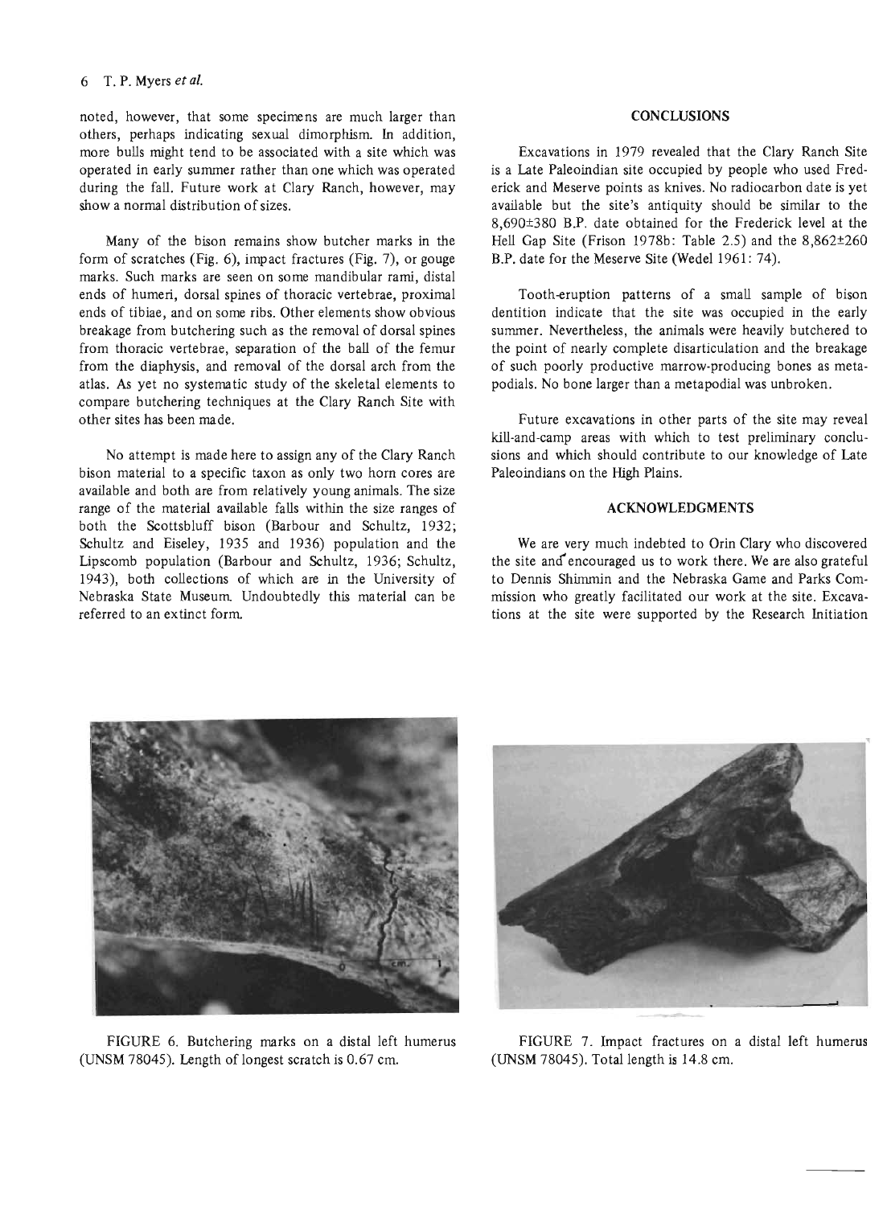noted, however, that some specimens are much larger than others, perhaps indicating sexual dimorphism. In addition, more bulls might tend to be associated with a site which was operated in early summer rather than one which was operated during the fall. Future work at Clary Ranch, however, may show a normal distribution of sizes.

Many of the bison remains show butcher marks in the form of scratches (Fig. 6), impact fractures (Fig. 7), or gouge marks. Such marks are seen on some mandibular rami, distal ends of humeri, dorsal spines of thoracic vertebrae, proximal ends of tibiae, and on some ribs. Other elements show obvious breakage from butchering such as the removal of dorsal spines from thoracic vertebrae, separation of the ball of the femur from the diaphysis, and removal of the dorsal arch from the atlas. As yet no systematic study of the skeletal elements to compare butchering techniques at the Clary Ranch Site with other sites has been made.

No attempt is made here to assign any of the Clary Ranch bison material to a specific taxon as only two horn cores are available and both are from relatively young animals. The size range of the material available falls within the size ranges of both the Scottsbluff bison (Barbour and Schultz, 1932; Schultz and Eiseley, 1935 and 1936) population and the Lipscomb population (Barbour and Schultz, 1936; Schultz, 1943), both collections of which are in the University of Nebraska State Museum. Undoubtedly this material can be referred to an extinct form.

## CONCLUSIONS

Excavations in 1979 revealed that the Clary Ranch Site is a Late Paleoindian site occupied by people who used Frederick and Meserve points as knives. No radiocarbon date is yet available but the site's antiquity should be similar to the 8,690±380 B.P. date obtained for the Frederick level at the Hell Gap Site (Frison 1978b: Table 2.5) and the 8,862±260 B.P. date for the Meserve Site (Wedel 1961: 74).

Tooth-eruption patterns of a small sample of bison dentition indicate that the site was occupied in the early summer. Nevertheless, the animals were heavily butchered to the point of nearly complete disarticulation and the breakage of such poorly productive marrow-producing bones as metapodials. No bone larger than a metapodial was unbroken.

Future excavations in other parts of the site may reveal kill-and-camp areas with which to test preliminary conclusions and which should contribute to our knowledge of Late Paleoindians on the High Plains.

## ACKNOWLEDGMENTS

We are very much indebted to Orin Clary who discovered the site and encouraged us to work there. We are also grateful to Dennis Shimmin and the Nebraska Game and Parks Commission who greatly facilitated our work at the site. Excavations at the site were supported by the Research Initiation

FIGURE 6. Butchering marks on a distal left humerus (UNSM 78045). Length of longest scratch is 0.67 cm.

FIGURE 7. Impact fractures on a distal left humerus (UNSM 78045). Total length is 14.8 cm.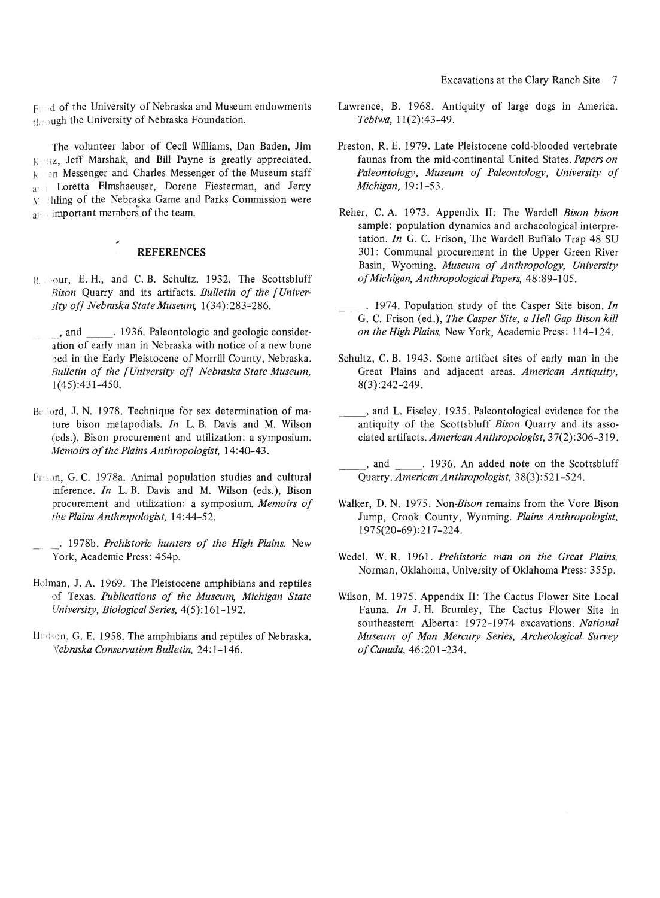Fund of the University of Nebraska and Museum endowments through the University of Nebraska Foundation.

The volunteer labor of Cecil Williams, Dan Baden, Jim Kuntz, Jeff Marshak, and Bill Payne is greatly appreciated. Karen Messenger and Charles Messenger of the Museum staff and Loretta Elmshaeuser, Dorene Fiesterman, and Jerry Mehling of the Nebraska Game and Parks Commission were also important members of the team.

## REFERENCES

Barbour, E. H., and C. B. Schultz. 1932. The Scottsbluff *Bison* Quarry and its artifacts. *Bulletin of the [University of] Nebraska State Museum*, 1(34):283–286.

\_\_\_\_\_, and \_\_\_\_\_. 1936. Paleontologic and geologic consideration of early man in Nebraska with notice of a new bone bed in the Early Pleistocene of Morrill County, Nebraska. *Bulletin of the [University of] Nebraska State Museum*, 1(45):431–450.

Bedord, J. N. 1978. Technique for sex determination of mature bison metapodials. *In* L. B. Davis and M. Wilson (eds.), Bison procurement and utilization: a symposium. *Memoirs of the Plains Anthropologist*, 14:40–43.

Frison, G. C. 1978a. Animal population studies and cultural inference. *In* L. B. Davis and M. Wilson (eds.), Bison procurement and utilization: a symposium. *Memoirs of the Plains Anthropologist*, 14:44–52.

\_\_\_\_\_. 1978b. *Prehistoric hunters of the High Plains*. New York, Academic Press: 454p.

Holman, J. A. 1969. The Pleistocene amphibians and reptiles of Texas. *Publications of the Museum, Michigan State University, Biological Series*, 4(5):161–192.

Hudson, G. E. 1958. The amphibians and reptiles of Nebraska. *Nebraska Conservation Bulletin*, 24:1–146.

Lawrence, B. 1968. Antiquity of large dogs in America. *Tebiwa*, 11(2):43–49.

Preston, R. E. 1979. Late Pleistocene cold-blooded vertebrate faunas from the mid-continental United States. *Papers on Paleontology, Museum of Paleontology, University of Michigan*, 19:1–53.

Reher, C. A. 1973. Appendix II: The Wardell *Bison bison* sample: population dynamics and archaeological interpretation. *In* G. C. Frison, The Wardell Buffalo Trap 48 SU 301: Communal procurement in the Upper Green River Basin, Wyoming. *Museum of Anthropology, University of Michigan, Anthropological Papers*, 48:89–105.

\_\_\_\_\_. 1974. Population study of the Casper Site bison. *In* G. C. Frison (ed.), *The Casper Site, a Hell Gap Bison kill on the High Plains*. New York, Academic Press: 114–124.

Schultz, C. B. 1943. Some artifact sites of early man in the Great Plains and adjacent areas. *American Antiquity*, 8(3):242–249.

\_\_\_\_\_, and L. Eiseley. 1935. Paleontological evidence for the antiquity of the Scottsbluff *Bison* Quarry and its associated artifacts. *American Anthropologist*, 37(2):306–319.

\_\_\_\_\_, and \_\_\_\_\_. 1936. An added note on the Scottsbluff Quarry. *American Anthropologist*, 38(3):521–524.

Walker, D. N. 1975. Non-*Bison* remains from the Vore Bison Jump, Crook County, Wyoming. *Plains Anthropologist*, 1975(20-69):217–224.

Wedel, W. R. 1961. *Prehistoric man on the Great Plains*. Norman, Oklahoma, University of Oklahoma Press: 355p.

Wilson, M. 1975. Appendix II: The Cactus Flower Site Local Fauna. *In* J. H. Brumley, The Cactus Flower Site in southeastern Alberta: 1972–1974 excavations. *National Museum of Man Mercury Series, Archeological Survey of Canada*, 46:201–234.